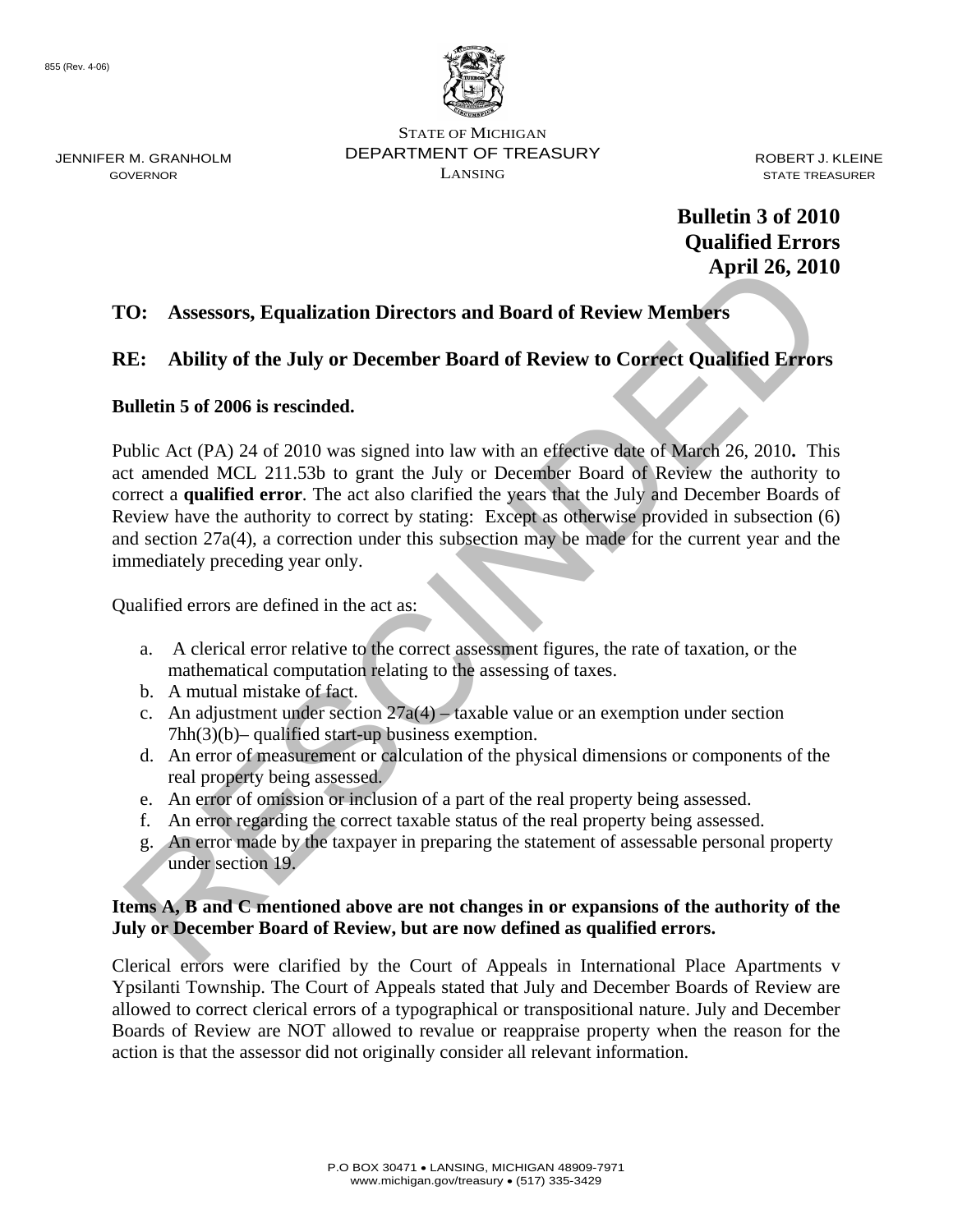855 (Rev. 4-06)

STATE OF MICHIGAN
DEPARTMENT OF TREASURY
LANSING

JENNIFER M. GRANHOLM
GOVERNOR

ROBERT J. KLEINE
STATE TREASURER

**Bulletin 3 of 2010**
**Qualified Errors**
**April 26, 2010**

RESCINDED

**TO: Assessors, Equalization Directors and Board of Review Members**

**RE: Ability of the July or December Board of Review to Correct Qualified Errors**

**Bulletin 5 of 2006 is rescinded.**

Public Act (PA) 24 of 2010 was signed into law with an effective date of March 26, 2010**.** This act amended MCL 211.53b to grant the July or December Board of Review the authority to correct a **qualified error**. The act also clarified the years that the July and December Boards of Review have the authority to correct by stating: Except as otherwise provided in subsection (6) and section 27a(4), a correction under this subsection may be made for the current year and the immediately preceding year only.

Qualified errors are defined in the act as:

a. A clerical error relative to the correct assessment figures, the rate of taxation, or the mathematical computation relating to the assessing of taxes.
b. A mutual mistake of fact.
c. An adjustment under section 27a(4) – taxable value or an exemption under section 7hh(3)(b)– qualified start-up business exemption.
d. An error of measurement or calculation of the physical dimensions or components of the real property being assessed.
e. An error of omission or inclusion of a part of the real property being assessed.
f. An error regarding the correct taxable status of the real property being assessed.
g. An error made by the taxpayer in preparing the statement of assessable personal property under section 19.

**Items A, B and C mentioned above are not changes in or expansions of the authority of the July or December Board of Review, but are now defined as qualified errors.**

Clerical errors were clarified by the Court of Appeals in International Place Apartments v Ypsilanti Township. The Court of Appeals stated that July and December Boards of Review are allowed to correct clerical errors of a typographical or transpositional nature. July and December Boards of Review are NOT allowed to revalue or reappraise property when the reason for the action is that the assessor did not originally consider all relevant information.

P.O BOX 30471 • LANSING, MICHIGAN 48909-7971
www.michigan.gov/treasury • (517) 335-3429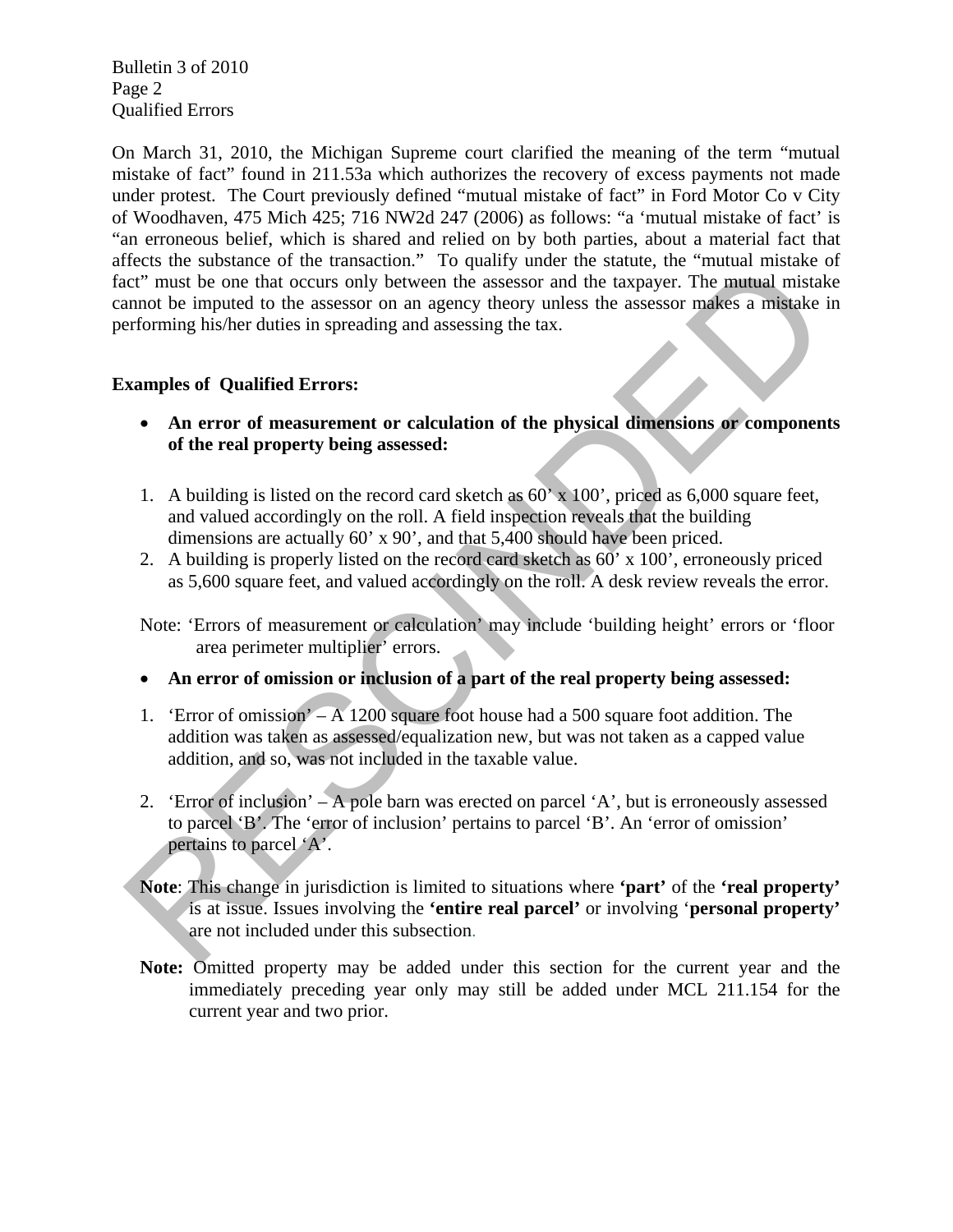On March 31, 2010, the Michigan Supreme court clarified the meaning of the term "mutual mistake of fact" found in 211.53a which authorizes the recovery of excess payments not made under protest. The Court previously defined "mutual mistake of fact" in Ford Motor Co v City of Woodhaven, 475 Mich 425; 716 NW2d 247 (2006) as follows: "a 'mutual mistake of fact' is "an erroneous belief, which is shared and relied on by both parties, about a material fact that affects the substance of the transaction." To qualify under the statute, the "mutual mistake of fact" must be one that occurs only between the assessor and the taxpayer. The mutual mistake cannot be imputed to the assessor on an agency theory unless the assessor makes a mistake in performing his/her duties in spreading and assessing the tax.

**Examples of Qualified Errors:**

- **An error of measurement or calculation of the physical dimensions or components of the real property being assessed:**

1. A building is listed on the record card sketch as 60' x 100', priced as 6,000 square feet, and valued accordingly on the roll. A field inspection reveals that the building dimensions are actually 60' x 90', and that 5,400 should have been priced.
2. A building is properly listed on the record card sketch as 60' x 100', erroneously priced as 5,600 square feet, and valued accordingly on the roll. A desk review reveals the error.

Note: 'Errors of measurement or calculation' may include 'building height' errors or 'floor area perimeter multiplier' errors.

- **An error of omission or inclusion of a part of the real property being assessed:**

1. 'Error of omission' – A 1200 square foot house had a 500 square foot addition. The addition was taken as assessed/equalization new, but was not taken as a capped value addition, and so, was not included in the taxable value.

2. 'Error of inclusion' – A pole barn was erected on parcel 'A', but is erroneously assessed to parcel 'B'. The 'error of inclusion' pertains to parcel 'B'. An 'error of omission' pertains to parcel 'A'.

**Note**: This change in jurisdiction is limited to situations where **'part'** of the **'real property'** is at issue. Issues involving the **'entire real parcel'** or involving '**personal property'** are not included under this subsection.

**Note:** Omitted property may be added under this section for the current year and the immediately preceding year only may still be added under MCL 211.154 for the current year and two prior.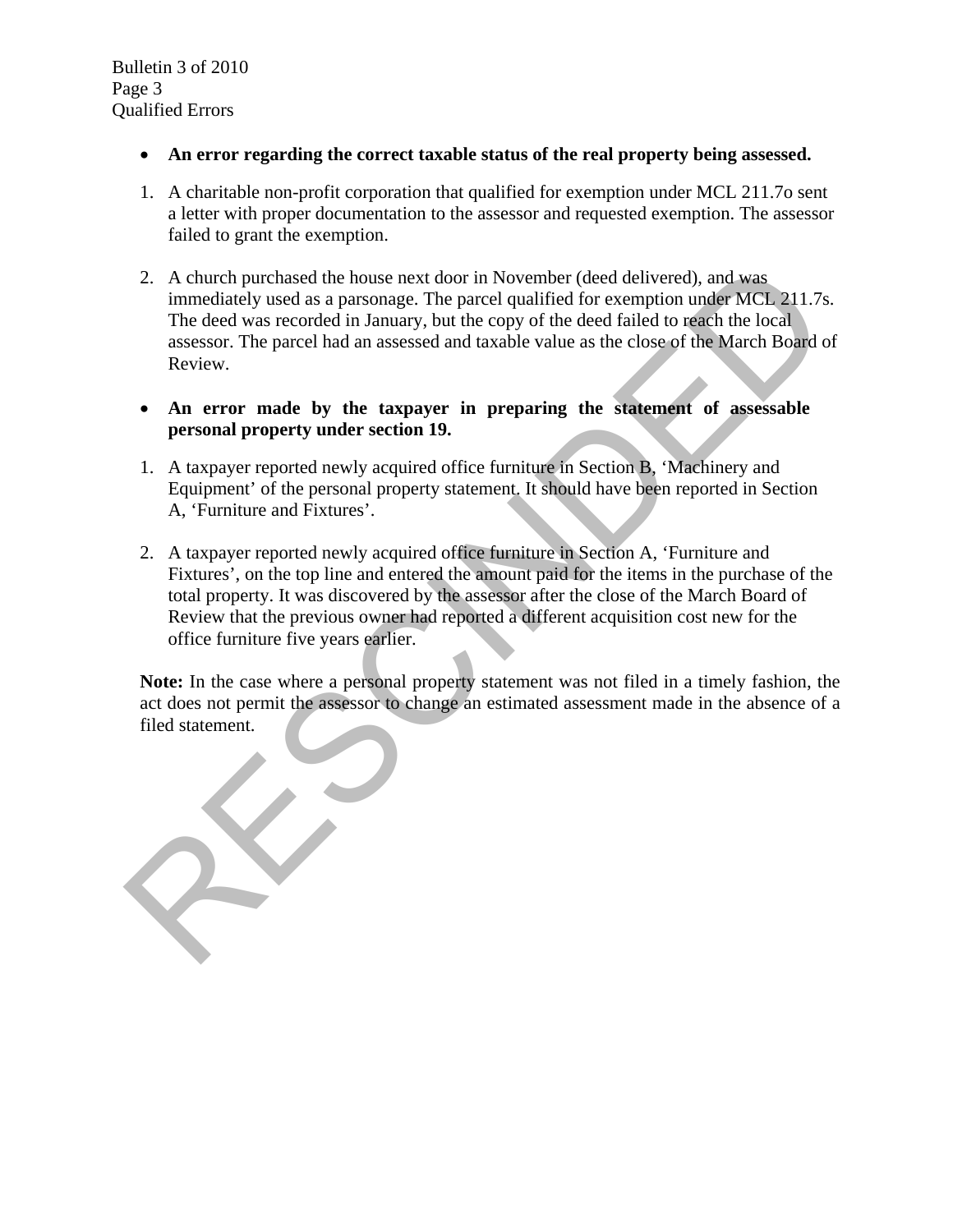- **An error regarding the correct taxable status of the real property being assessed.**

1. A charitable non-profit corporation that qualified for exemption under MCL 211.7o sent a letter with proper documentation to the assessor and requested exemption. The assessor failed to grant the exemption.

2. A church purchased the house next door in November (deed delivered), and was immediately used as a parsonage. The parcel qualified for exemption under MCL 211.7s. The deed was recorded in January, but the copy of the deed failed to reach the local assessor. The parcel had an assessed and taxable value as the close of the March Board of Review.

- **An error made by the taxpayer in preparing the statement of assessable personal property under section 19.**

1. A taxpayer reported newly acquired office furniture in Section B, 'Machinery and Equipment' of the personal property statement. It should have been reported in Section A, 'Furniture and Fixtures'.

2. A taxpayer reported newly acquired office furniture in Section A, 'Furniture and Fixtures', on the top line and entered the amount paid for the items in the purchase of the total property. It was discovered by the assessor after the close of the March Board of Review that the previous owner had reported a different acquisition cost new for the office furniture five years earlier.

**Note:** In the case where a personal property statement was not filed in a timely fashion, the act does not permit the assessor to change an estimated assessment made in the absence of a filed statement.

RESCINDED